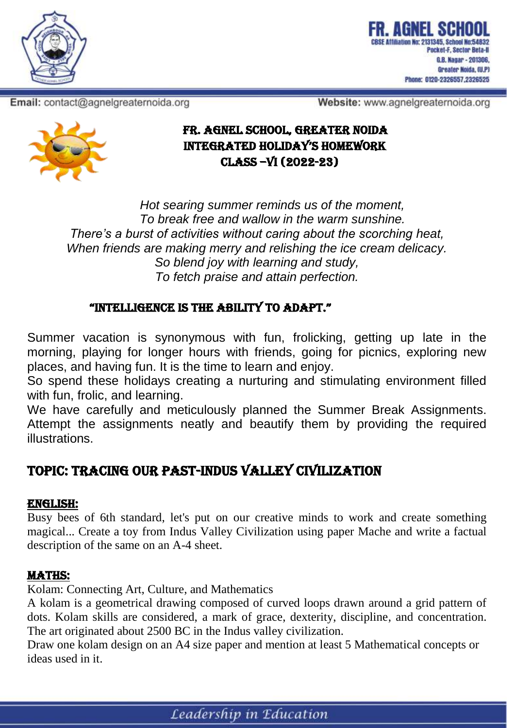# FR. AGNEL SCHOOL, GREATER NOIDA
# INTEGRATED HOLIDAY'S HOMEWORK
# CLASS –VI (2022-23)

*Hot searing summer reminds us of the moment,*
*To break free and wallow in the warm sunshine.*
*There's a burst of activities without caring about the scorching heat,*
*When friends are making merry and relishing the ice cream delicacy.*
*So blend joy with learning and study,*
*To fetch praise and attain perfection.*

**"INTELLIGENCE IS THE ABILITY TO ADAPT."**

Summer vacation is synonymous with fun, frolicking, getting up late in the morning, playing for longer hours with friends, going for picnics, exploring new places, and having fun. It is the time to learn and enjoy.

So spend these holidays creating a nurturing and stimulating environment filled with fun, frolic, and learning.

We have carefully and meticulously planned the Summer Break Assignments. Attempt the assignments neatly and beautify them by providing the required illustrations.

## TOPIC: TRACING OUR PAST-INDUS VALLEY CIVILIZATION

### ENGLISH:

Busy bees of 6th standard, let's put on our creative minds to work and create something magical... Create a toy from Indus Valley Civilization using paper Mache and write a factual description of the same on an A-4 sheet.

### MATHS:

Kolam: Connecting Art, Culture, and Mathematics

A kolam is a geometrical drawing composed of curved loops drawn around a grid pattern of dots. Kolam skills are considered, a mark of grace, dexterity, discipline, and concentration. The art originated about 2500 BC in the Indus valley civilization.

Draw one kolam design on an A4 size paper and mention at least 5 Mathematical concepts or ideas used in it.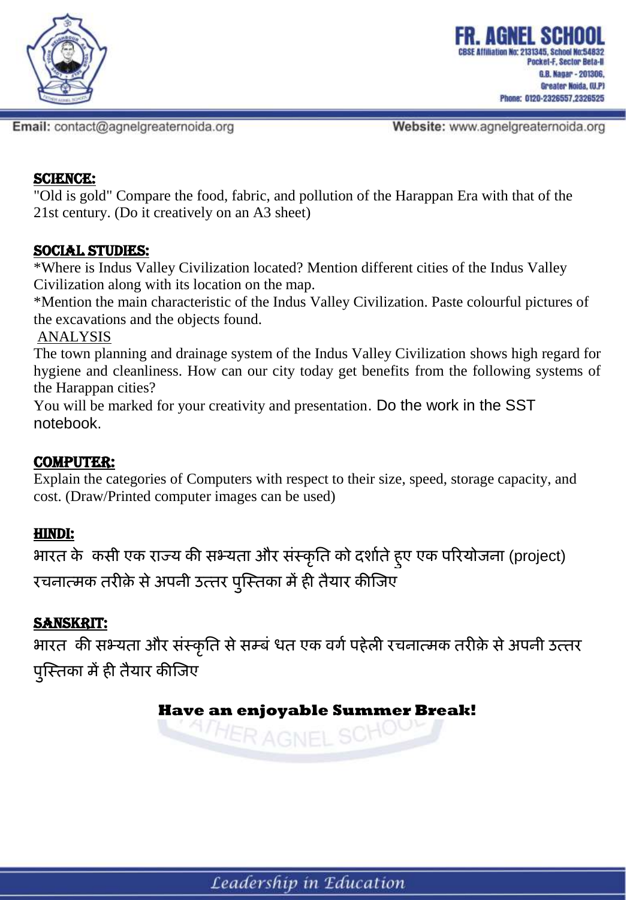## SCIENCE:

"Old is gold" Compare the food, fabric, and pollution of the Harappan Era with that of the 21st century. (Do it creatively on an A3 sheet)

## SOCIAL STUDIES:

*Where is Indus Valley Civilization located? Mention different cities of the Indus Valley Civilization along with its location on the map.

*Mention the main characteristic of the Indus Valley Civilization. Paste colourful pictures of the excavations and the objects found.

ANALYSIS

The town planning and drainage system of the Indus Valley Civilization shows high regard for hygiene and cleanliness. How can our city today get benefits from the following systems of the Harappan cities?

You will be marked for your creativity and presentation. Do the work in the SST notebook.

## COMPUTER:

Explain the categories of Computers with respect to their size, speed, storage capacity, and cost. (Draw/Printed computer images can be used)

## HINDI:

भारत के  कसी एक राज्य की सभ्यता और संस्कृति को दर्शाते हुए एक परियोजना (project) रचनात्मक तरीक़े से अपनी उत्तर पुस्तिका में ही तैयार कीजिए

## SANSKRIT:

भारत  की सभ्यता और संस्कृति से सम्बं धत एक वर्ग पहेली रचनात्मक तरीक़े से अपनी उत्तर पुस्तिका में ही तैयार कीजिए

**Have an enjoyable Summer Break!**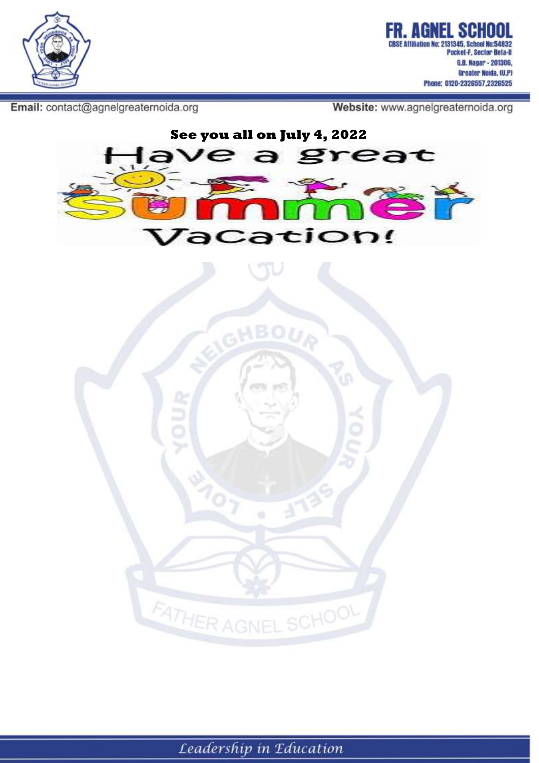**See you all on July 4, 2022**

Have a great Summer Vacation!